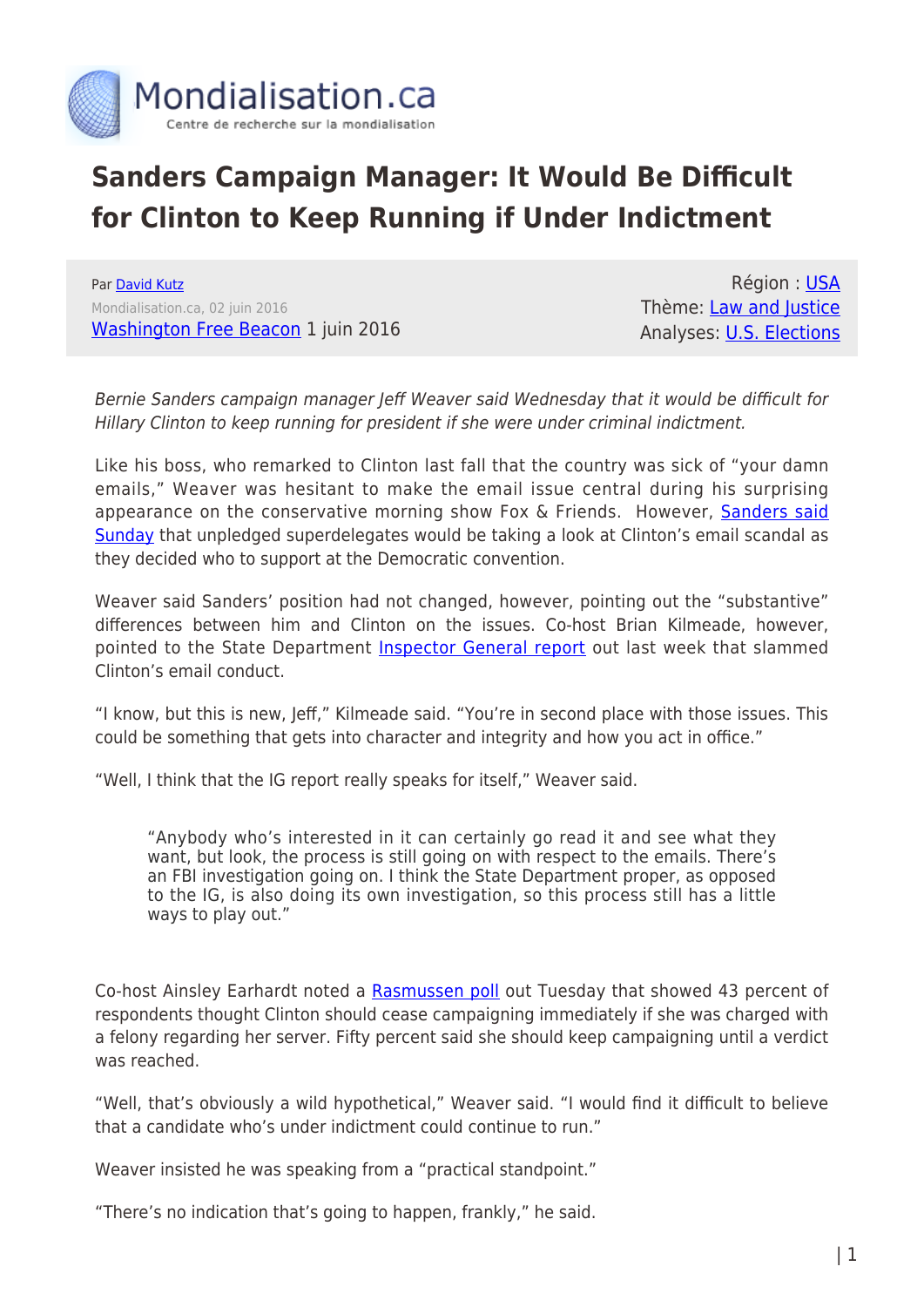Mondialisation.ca

Centre de recherche sur la mondialisation

# Sanders Campaign Manager: It Would Be Difficult for Clinton to Keep Running if Under Indictment

Par David Kutz

Mondialisation.ca, 02 juin 2016

Washington Free Beacon 1 juin 2016

Région : USA

Thème: Law and Justice

Analyses: U.S. Elections

*Bernie Sanders campaign manager Jeff Weaver said Wednesday that it would be difficult for Hillary Clinton to keep running for president if she were under criminal indictment.*

Like his boss, who remarked to Clinton last fall that the country was sick of "your damn emails," Weaver was hesitant to make the email issue central during his surprising appearance on the conservative morning show Fox & Friends. However, Sanders said Sunday that unpledged superdelegates would be taking a look at Clinton's email scandal as they decided who to support at the Democratic convention.

Weaver said Sanders' position had not changed, however, pointing out the "substantive" differences between him and Clinton on the issues. Co-host Brian Kilmeade, however, pointed to the State Department Inspector General report out last week that slammed Clinton's email conduct.

"I know, but this is new, Jeff," Kilmeade said. "You're in second place with those issues. This could be something that gets into character and integrity and how you act in office."

"Well, I think that the IG report really speaks for itself," Weaver said.

> "Anybody who's interested in it can certainly go read it and see what they want, but look, the process is still going on with respect to the emails. There's an FBI investigation going on. I think the State Department proper, as opposed to the IG, is also doing its own investigation, so this process still has a little ways to play out."

Co-host Ainsley Earhardt noted a Rasmussen poll out Tuesday that showed 43 percent of respondents thought Clinton should cease campaigning immediately if she was charged with a felony regarding her server. Fifty percent said she should keep campaigning until a verdict was reached.

"Well, that's obviously a wild hypothetical," Weaver said. "I would find it difficult to believe that a candidate who's under indictment could continue to run."

Weaver insisted he was speaking from a "practical standpoint."

"There's no indication that's going to happen, frankly," he said.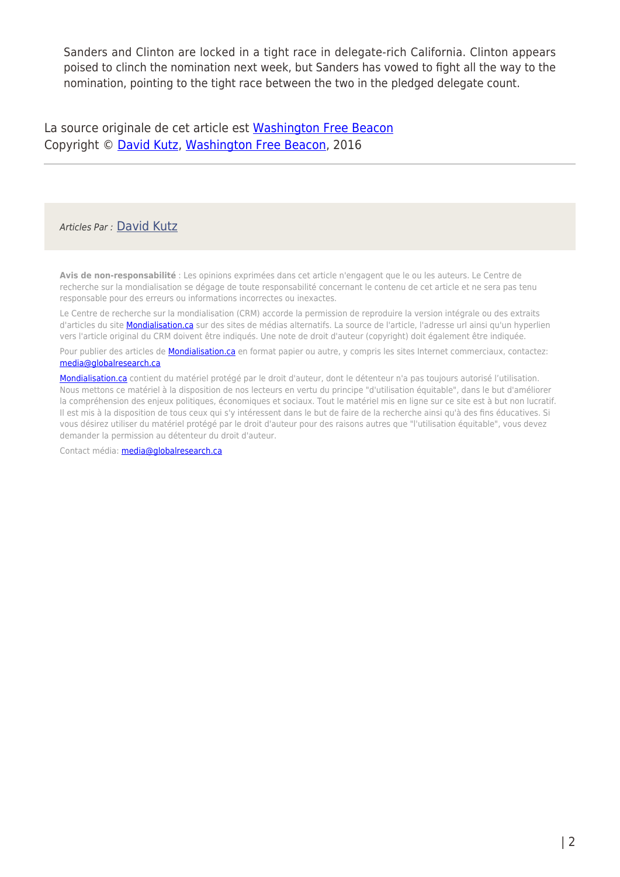Sanders and Clinton are locked in a tight race in delegate-rich California. Clinton appears poised to clinch the nomination next week, but Sanders has vowed to fight all the way to the nomination, pointing to the tight race between the two in the pledged delegate count.

La source originale de cet article est Washington Free Beacon
Copyright © David Kutz, Washington Free Beacon, 2016

---

*Articles Par :* David Kutz

**Avis de non-responsabilité** : Les opinions exprimées dans cet article n'engagent que le ou les auteurs. Le Centre de recherche sur la mondialisation se dégage de toute responsabilité concernant le contenu de cet article et ne sera pas tenu responsable pour des erreurs ou informations incorrectes ou inexactes.

Le Centre de recherche sur la mondialisation (CRM) accorde la permission de reproduire la version intégrale ou des extraits d'articles du site Mondialisation.ca sur des sites de médias alternatifs. La source de l'article, l'adresse url ainsi qu'un hyperlien vers l'article original du CRM doivent être indiqués. Une note de droit d'auteur (copyright) doit également être indiquée.

Pour publier des articles de Mondialisation.ca en format papier ou autre, y compris les sites Internet commerciaux, contactez: media@globalresearch.ca

Mondialisation.ca contient du matériel protégé par le droit d'auteur, dont le détenteur n'a pas toujours autorisé l'utilisation. Nous mettons ce matériel à la disposition de nos lecteurs en vertu du principe "d'utilisation équitable", dans le but d'améliorer la compréhension des enjeux politiques, économiques et sociaux. Tout le matériel mis en ligne sur ce site est à but non lucratif. Il est mis à la disposition de tous ceux qui s'y intéressent dans le but de faire de la recherche ainsi qu'à des fins éducatives. Si vous désirez utiliser du matériel protégé par le droit d'auteur pour des raisons autres que "l'utilisation équitable", vous devez demander la permission au détenteur du droit d'auteur.

Contact média: media@globalresearch.ca